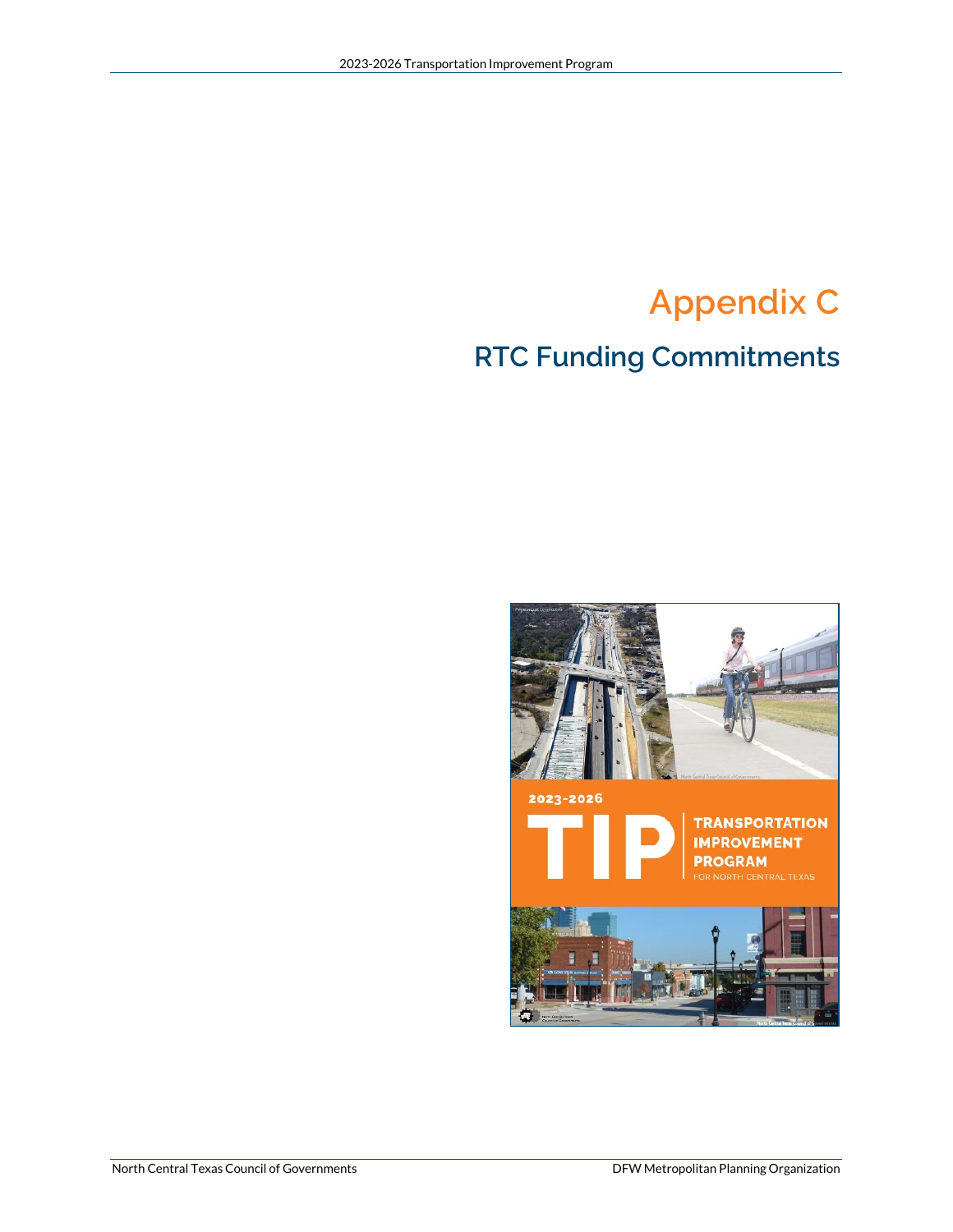# Appendix C

## RTC Funding Commitments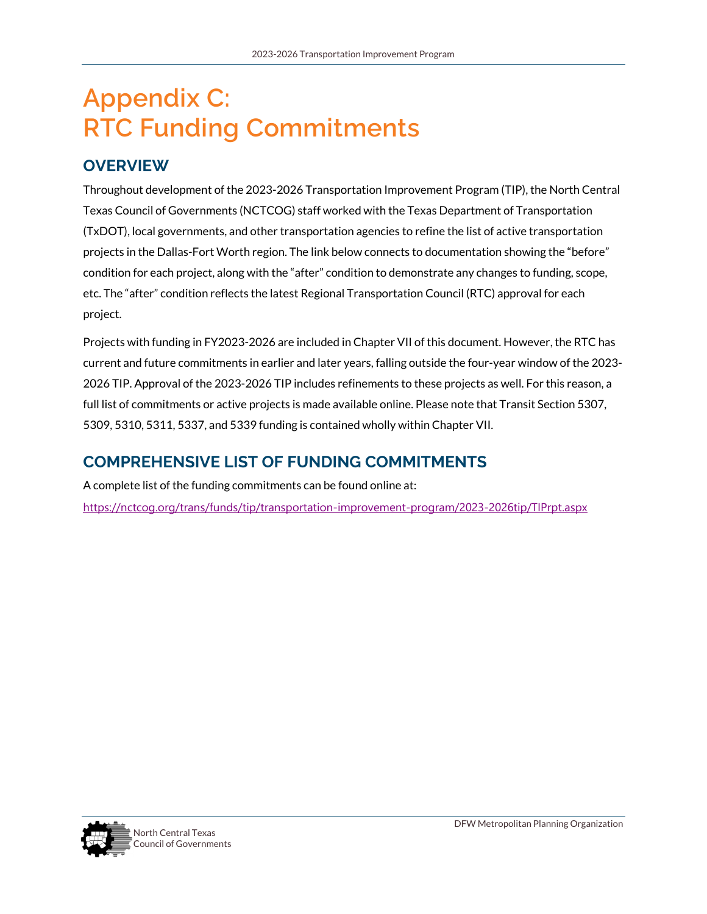# Appendix C: RTC Funding Commitments

## OVERVIEW

Throughout development of the 2023-2026 Transportation Improvement Program (TIP), the North Central Texas Council of Governments (NCTCOG) staff worked with the Texas Department of Transportation (TxDOT), local governments, and other transportation agencies to refine the list of active transportation projects in the Dallas-Fort Worth region. The link below connects to documentation showing the "before" condition for each project, along with the "after" condition to demonstrate any changes to funding, scope, etc. The "after" condition reflects the latest Regional Transportation Council (RTC) approval for each project.

Projects with funding in FY2023-2026 are included in Chapter VII of this document. However, the RTC has current and future commitments in earlier and later years, falling outside the four-year window of the 2023-2026 TIP. Approval of the 2023-2026 TIP includes refinements to these projects as well. For this reason, a full list of commitments or active projects is made available online. Please note that Transit Section 5307, 5309, 5310, 5311, 5337, and 5339 funding is contained wholly within Chapter VII.

## COMPREHENSIVE LIST OF FUNDING COMMITMENTS

A complete list of the funding commitments can be found online at:

https://nctcog.org/trans/funds/tip/transportation-improvement-program/2023-2026tip/TIPrpt.aspx